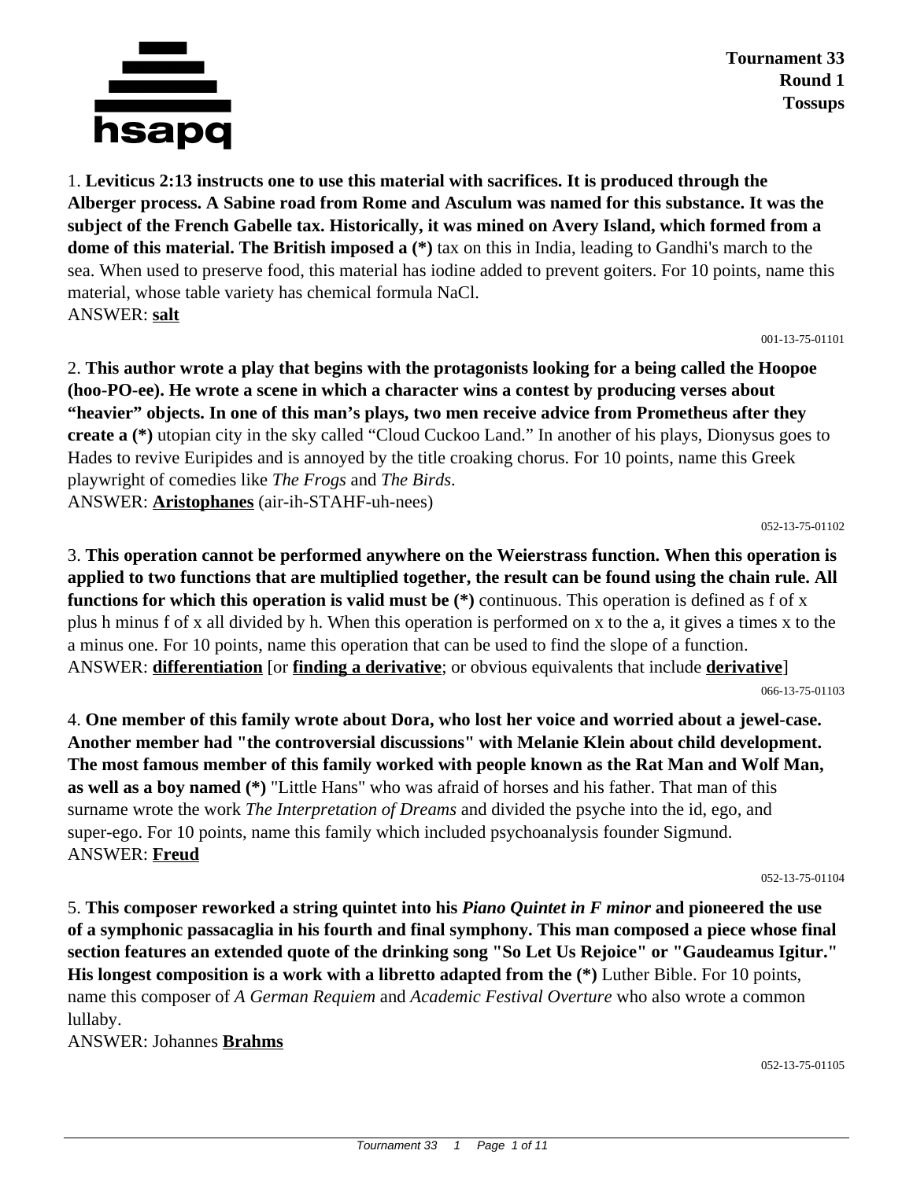**Tournament 33**
**Round 1**
**Tossups**

1. **Leviticus 2:13 instructs one to use this material with sacrifices. It is produced through the Alberger process. A Sabine road from Rome and Asculum was named for this substance. It was the subject of the French Gabelle tax. Historically, it was mined on Avery Island, which formed from a dome of this material. The British imposed a (*)** tax on this in India, leading to Gandhi's march to the sea. When used to preserve food, this material has iodine added to prevent goiters. For 10 points, name this material, whose table variety has chemical formula NaCl.
ANSWER: **salt**

001-13-75-01101

2. **This author wrote a play that begins with the protagonists looking for a being called the Hoopoe (hoo-PO-ee). He wrote a scene in which a character wins a contest by producing verses about "heavier" objects. In one of this man's plays, two men receive advice from Prometheus after they create a (*)** utopian city in the sky called "Cloud Cuckoo Land." In another of his plays, Dionysus goes to Hades to revive Euripides and is annoyed by the title croaking chorus. For 10 points, name this Greek playwright of comedies like *The Frogs* and *The Birds*.
ANSWER: **Aristophanes** (air-ih-STAHF-uh-nees)

052-13-75-01102

3. **This operation cannot be performed anywhere on the Weierstrass function. When this operation is applied to two functions that are multiplied together, the result can be found using the chain rule. All functions for which this operation is valid must be (*)** continuous. This operation is defined as f of x plus h minus f of x all divided by h. When this operation is performed on x to the a, it gives a times x to the a minus one. For 10 points, name this operation that can be used to find the slope of a function.
ANSWER: **differentiation** [or **finding a derivative**; or obvious equivalents that include **derivative**]

066-13-75-01103

4. **One member of this family wrote about Dora, who lost her voice and worried about a jewel-case. Another member had "the controversial discussions" with Melanie Klein about child development. The most famous member of this family worked with people known as the Rat Man and Wolf Man, as well as a boy named (*)** "Little Hans" who was afraid of horses and his father. That man of this surname wrote the work *The Interpretation of Dreams* and divided the psyche into the id, ego, and super-ego. For 10 points, name this family which included psychoanalysis founder Sigmund.
ANSWER: **Freud**

052-13-75-01104

5. **This composer reworked a string quintet into his *Piano Quintet in F minor* and pioneered the use of a symphonic passacaglia in his fourth and final symphony. This man composed a piece whose final section features an extended quote of the drinking song "So Let Us Rejoice" or "Gaudeamus Igitur." His longest composition is a work with a libretto adapted from the (*)** Luther Bible. For 10 points, name this composer of *A German Requiem* and *Academic Festival Overture* who also wrote a common lullaby.
ANSWER: Johannes **Brahms**

052-13-75-01105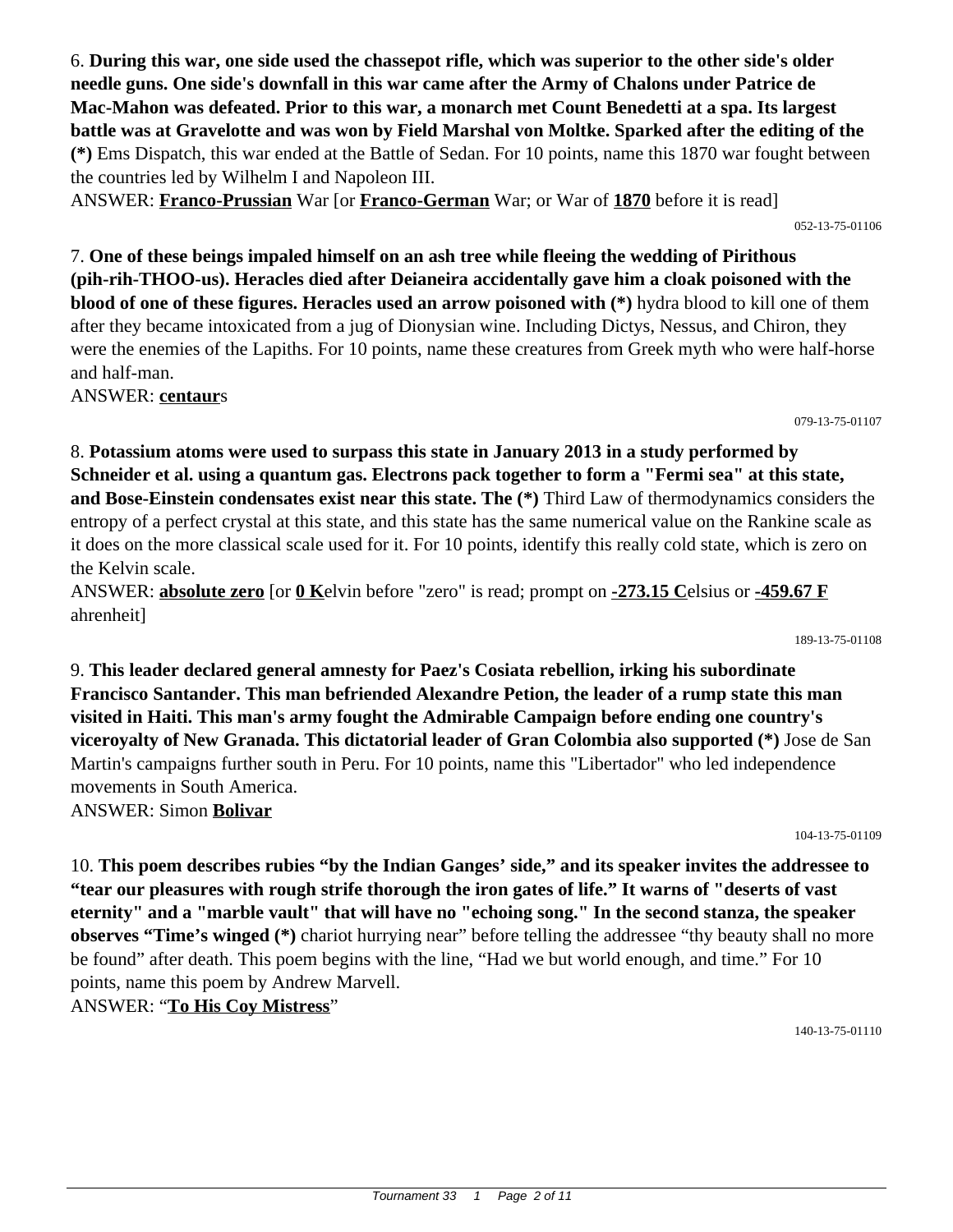6. **During this war, one side used the chassepot rifle, which was superior to the other side's older needle guns. One side's downfall in this war came after the Army of Chalons under Patrice de Mac-Mahon was defeated. Prior to this war, a monarch met Count Benedetti at a spa. Its largest battle was at Gravelotte and was won by Field Marshal von Moltke. Sparked after the editing of the (*)** Ems Dispatch, this war ended at the Battle of Sedan. For 10 points, name this 1870 war fought between the countries led by Wilhelm I and Napoleon III.

ANSWER: **Franco-Prussian** War [or **Franco-German** War; or War of **1870** before it is read]

052-13-75-01106

7. **One of these beings impaled himself on an ash tree while fleeing the wedding of Pirithous (pih-rih-THOO-us). Heracles died after Deianeira accidentally gave him a cloak poisoned with the blood of one of these figures. Heracles used an arrow poisoned with (*)** hydra blood to kill one of them after they became intoxicated from a jug of Dionysian wine. Including Dictys, Nessus, and Chiron, they were the enemies of the Lapiths. For 10 points, name these creatures from Greek myth who were half-horse and half-man.

ANSWER: **centaur**s

079-13-75-01107

8. **Potassium atoms were used to surpass this state in January 2013 in a study performed by Schneider et al. using a quantum gas. Electrons pack together to form a "Fermi sea" at this state, and Bose-Einstein condensates exist near this state. The (*)** Third Law of thermodynamics considers the entropy of a perfect crystal at this state, and this state has the same numerical value on the Rankine scale as it does on the more classical scale used for it. For 10 points, identify this really cold state, which is zero on the Kelvin scale.

ANSWER: **absolute zero** [or **0 K**elvin before "zero" is read; prompt on **-273.15 C**elsius or **-459.67 F**ahrenheit]

189-13-75-01108

9. **This leader declared general amnesty for Paez's Cosiata rebellion, irking his subordinate Francisco Santander. This man befriended Alexandre Petion, the leader of a rump state this man visited in Haiti. This man's army fought the Admirable Campaign before ending one country's viceroyalty of New Granada. This dictatorial leader of Gran Colombia also supported (*)** Jose de San Martin's campaigns further south in Peru. For 10 points, name this "Libertador" who led independence movements in South America.

ANSWER: Simon **Bolivar**

104-13-75-01109

10. **This poem describes rubies "by the Indian Ganges' side," and its speaker invites the addressee to "tear our pleasures with rough strife thorough the iron gates of life." It warns of "deserts of vast eternity" and a "marble vault" that will have no "echoing song." In the second stanza, the speaker observes "Time's winged (*)** chariot hurrying near" before telling the addressee "thy beauty shall no more be found" after death. This poem begins with the line, "Had we but world enough, and time." For 10 points, name this poem by Andrew Marvell.

ANSWER: "**To His Coy Mistress**"

140-13-75-01110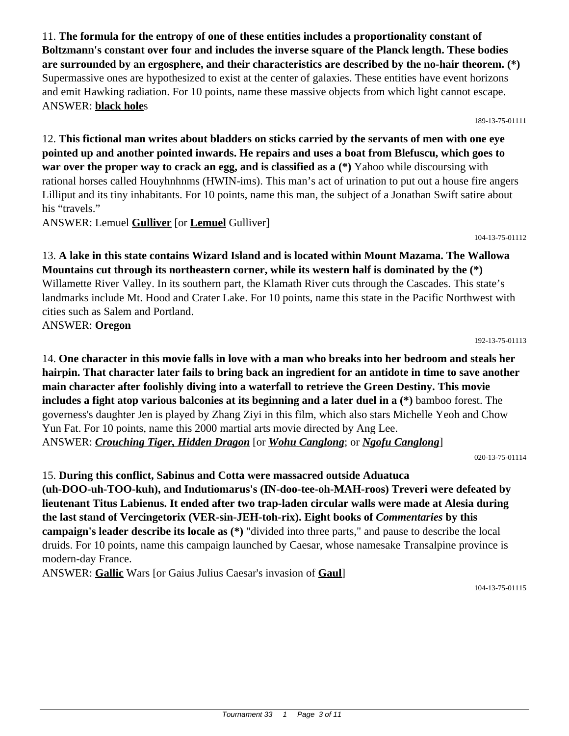11. **The formula for the entropy of one of these entities includes a proportionality constant of Boltzmann's constant over four and includes the inverse square of the Planck length. These bodies are surrounded by an ergosphere, and their characteristics are described by the no-hair theorem. (*)** Supermassive ones are hypothesized to exist at the center of galaxies. These entities have event horizons and emit Hawking radiation. For 10 points, name these massive objects from which light cannot escape.
ANSWER: **black hole**s

189-13-75-01111

12. **This fictional man writes about bladders on sticks carried by the servants of men with one eye pointed up and another pointed inwards. He repairs and uses a boat from Blefuscu, which goes to war over the proper way to crack an egg, and is classified as a (*)** Yahoo while discoursing with rational horses called Houyhnhnms (HWIN-ims). This man's act of urination to put out a house fire angers Lilliput and its tiny inhabitants. For 10 points, name this man, the subject of a Jonathan Swift satire about his "travels."
ANSWER: Lemuel **Gulliver** [or **Lemuel** Gulliver]

104-13-75-01112

13. **A lake in this state contains Wizard Island and is located within Mount Mazama. The Wallowa Mountains cut through its northeastern corner, while its western half is dominated by the (*)** Willamette River Valley. In its southern part, the Klamath River cuts through the Cascades. This state's landmarks include Mt. Hood and Crater Lake. For 10 points, name this state in the Pacific Northwest with cities such as Salem and Portland.
ANSWER: **Oregon**

192-13-75-01113

14. **One character in this movie falls in love with a man who breaks into her bedroom and steals her hairpin. That character later fails to bring back an ingredient for an antidote in time to save another main character after foolishly diving into a waterfall to retrieve the Green Destiny. This movie includes a fight atop various balconies at its beginning and a later duel in a (*)** bamboo forest. The governess's daughter Jen is played by Zhang Ziyi in this film, which also stars Michelle Yeoh and Chow Yun Fat. For 10 points, name this 2000 martial arts movie directed by Ang Lee.
ANSWER: ***Crouching Tiger, Hidden Dragon*** [or ***Wohu Canglong***; or ***Ngofu Canglong***]

020-13-75-01114

15. **During this conflict, Sabinus and Cotta were massacred outside Aduatuca (uh-DOO-uh-TOO-kuh), and Indutiomarus's (IN-doo-tee-oh-MAH-roos) Treveri were defeated by lieutenant Titus Labienus. It ended after two trap-laden circular walls were made at Alesia during the last stand of Vercingetorix (VER-sin-JEH-toh-rix). Eight books of *Commentaries* by this campaign's leader describe its locale as (*)** "divided into three parts," and pause to describe the local druids. For 10 points, name this campaign launched by Caesar, whose namesake Transalpine province is modern-day France.
ANSWER: **Gallic** Wars [or Gaius Julius Caesar's invasion of **Gaul**]

104-13-75-01115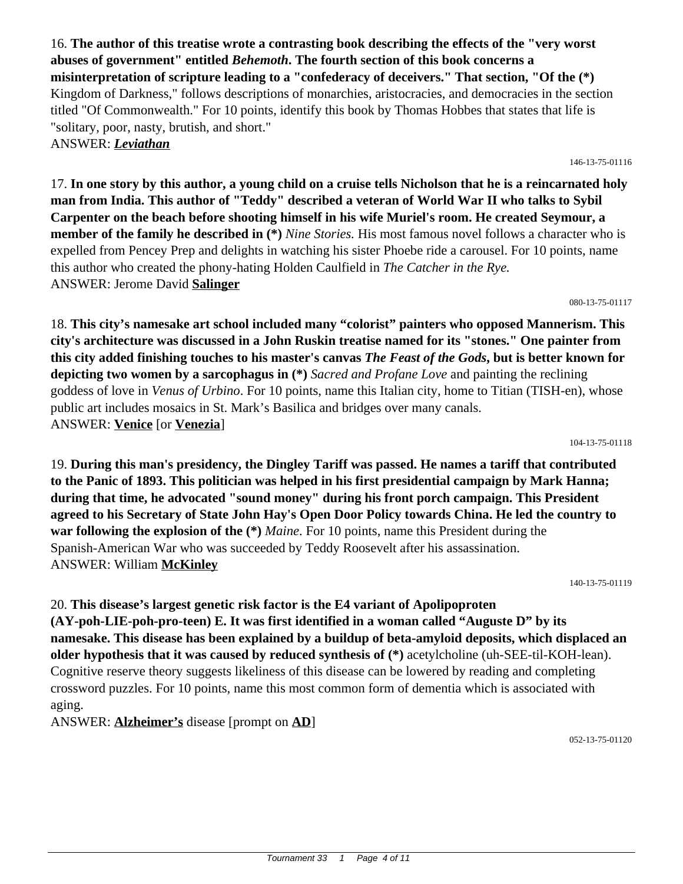16. **The author of this treatise wrote a contrasting book describing the effects of the "very worst abuses of government" entitled *Behemoth*. The fourth section of this book concerns a misinterpretation of scripture leading to a "confederacy of deceivers." That section, "Of the (*)** Kingdom of Darkness," follows descriptions of monarchies, aristocracies, and democracies in the section titled "Of Commonwealth." For 10 points, identify this book by Thomas Hobbes that states that life is "solitary, poor, nasty, brutish, and short."
ANSWER: ***Leviathan***

146-13-75-01116

17. **In one story by this author, a young child on a cruise tells Nicholson that he is a reincarnated holy man from India. This author of "Teddy" described a veteran of World War II who talks to Sybil Carpenter on the beach before shooting himself in his wife Muriel's room. He created Seymour, a member of the family he described in (*)** *Nine Stories.* His most famous novel follows a character who is expelled from Pencey Prep and delights in watching his sister Phoebe ride a carousel. For 10 points, name this author who created the phony-hating Holden Caulfield in *The Catcher in the Rye.*
ANSWER: Jerome David **Salinger**

080-13-75-01117

18. **This city's namesake art school included many "colorist" painters who opposed Mannerism. This city's architecture was discussed in a John Ruskin treatise named for its "stones." One painter from this city added finishing touches to his master's canvas *The Feast of the Gods*, but is better known for depicting two women by a sarcophagus in (*)** *Sacred and Profane Love* and painting the reclining goddess of love in *Venus of Urbino*. For 10 points, name this Italian city, home to Titian (TISH-en), whose public art includes mosaics in St. Mark's Basilica and bridges over many canals.
ANSWER: **Venice** [or **Venezia**]

104-13-75-01118

19. **During this man's presidency, the Dingley Tariff was passed. He names a tariff that contributed to the Panic of 1893. This politician was helped in his first presidential campaign by Mark Hanna; during that time, he advocated "sound money" during his front porch campaign. This President agreed to his Secretary of State John Hay's Open Door Policy towards China. He led the country to war following the explosion of the (*)** *Maine*. For 10 points, name this President during the Spanish-American War who was succeeded by Teddy Roosevelt after his assassination.
ANSWER: William **McKinley**

140-13-75-01119

20. **This disease's largest genetic risk factor is the E4 variant of Apolipoproten (AY-poh-LIE-poh-pro-teen) E. It was first identified in a woman called "Auguste D" by its namesake. This disease has been explained by a buildup of beta-amyloid deposits, which displaced an older hypothesis that it was caused by reduced synthesis of (*)** acetylcholine (uh-SEE-til-KOH-lean). Cognitive reserve theory suggests likeliness of this disease can be lowered by reading and completing crossword puzzles. For 10 points, name this most common form of dementia which is associated with aging.
ANSWER: **Alzheimer's** disease [prompt on **AD**]

052-13-75-01120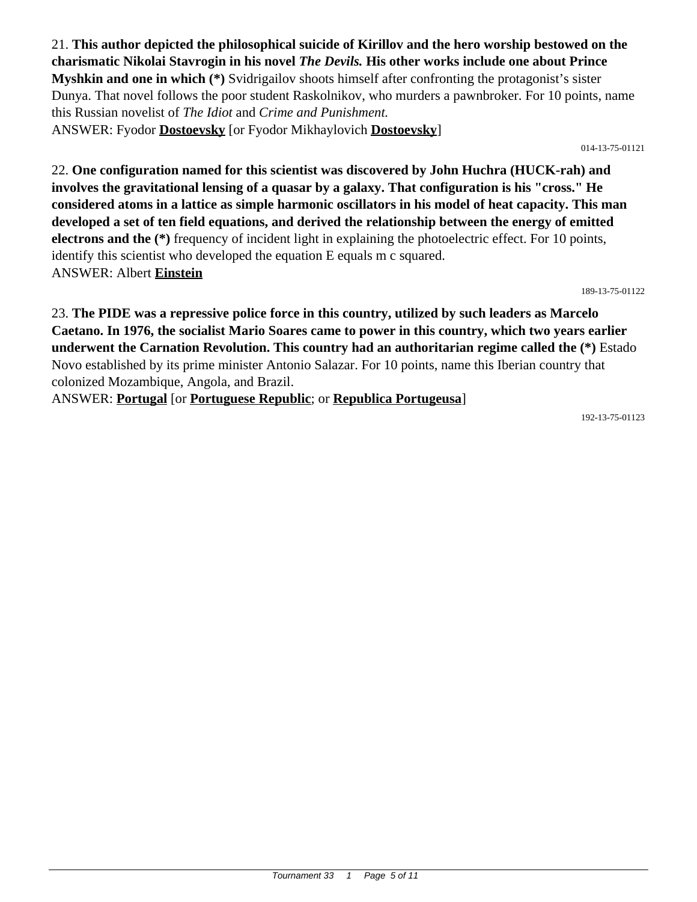21. **This author depicted the philosophical suicide of Kirillov and the hero worship bestowed on the charismatic Nikolai Stavrogin in his novel *The Devils.* His other works include one about Prince Myshkin and one in which (*)** Svidrigailov shoots himself after confronting the protagonist's sister Dunya. That novel follows the poor student Raskolnikov, who murders a pawnbroker. For 10 points, name this Russian novelist of *The Idiot* and *Crime and Punishment.*

ANSWER: Fyodor **Dostoevsky** [or Fyodor Mikhaylovich **Dostoevsky**]

014-13-75-01121

22. **One configuration named for this scientist was discovered by John Huchra (HUCK-rah) and involves the gravitational lensing of a quasar by a galaxy. That configuration is his "cross." He considered atoms in a lattice as simple harmonic oscillators in his model of heat capacity. This man developed a set of ten field equations, and derived the relationship between the energy of emitted electrons and the (*)** frequency of incident light in explaining the photoelectric effect. For 10 points, identify this scientist who developed the equation E equals m c squared.

ANSWER: Albert **Einstein**

189-13-75-01122

23. **The PIDE was a repressive police force in this country, utilized by such leaders as Marcelo Caetano. In 1976, the socialist Mario Soares came to power in this country, which two years earlier underwent the Carnation Revolution. This country had an authoritarian regime called the (*)** Estado Novo established by its prime minister Antonio Salazar. For 10 points, name this Iberian country that colonized Mozambique, Angola, and Brazil.

ANSWER: **Portugal** [or **Portuguese Republic**; or **Republica Portugeusa**]

192-13-75-01123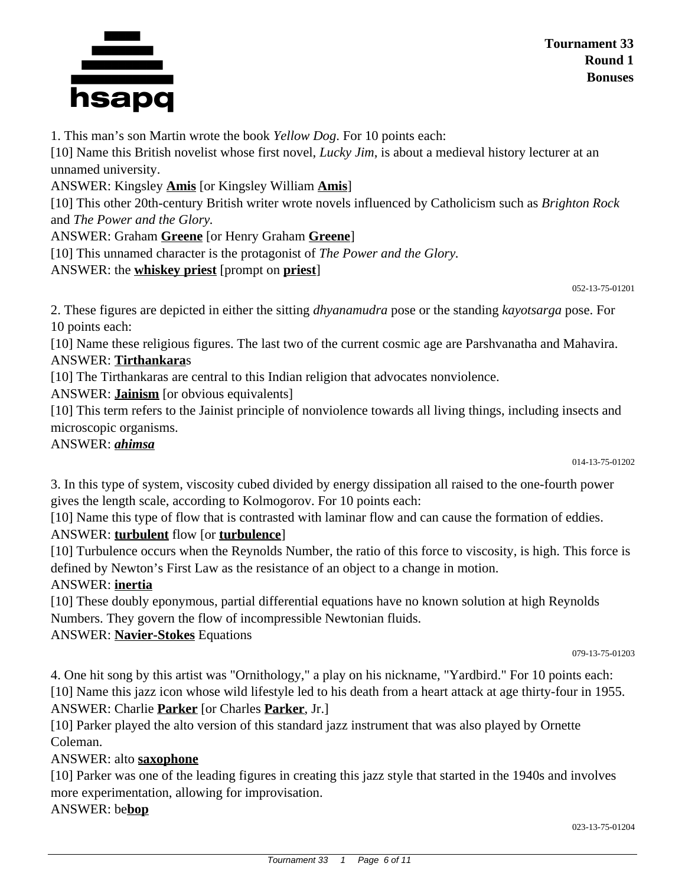1. This man's son Martin wrote the book *Yellow Dog*. For 10 points each:

[10] Name this British novelist whose first novel, *Lucky Jim*, is about a medieval history lecturer at an unnamed university.

ANSWER: Kingsley **Amis** [or Kingsley William **Amis**]

[10] This other 20th-century British writer wrote novels influenced by Catholicism such as *Brighton Rock* and *The Power and the Glory.*

ANSWER: Graham **Greene** [or Henry Graham **Greene**]

[10] This unnamed character is the protagonist of *The Power and the Glory.*

ANSWER: the **whiskey priest** [prompt on **priest**]

052-13-75-01201

2. These figures are depicted in either the sitting *dhyanamudra* pose or the standing *kayotsarga* pose. For 10 points each:

[10] Name these religious figures. The last two of the current cosmic age are Parshvanatha and Mahavira.

ANSWER: **Tirthankara**s

[10] The Tirthankaras are central to this Indian religion that advocates nonviolence.

ANSWER: **Jainism** [or obvious equivalents]

[10] This term refers to the Jainist principle of nonviolence towards all living things, including insects and microscopic organisms.

ANSWER: ***ahimsa***

014-13-75-01202

3. In this type of system, viscosity cubed divided by energy dissipation all raised to the one-fourth power gives the length scale, according to Kolmogorov. For 10 points each:

[10] Name this type of flow that is contrasted with laminar flow and can cause the formation of eddies.

ANSWER: **turbulent** flow [or **turbulence**]

[10] Turbulence occurs when the Reynolds Number, the ratio of this force to viscosity, is high. This force is defined by Newton's First Law as the resistance of an object to a change in motion.

ANSWER: **inertia**

[10] These doubly eponymous, partial differential equations have no known solution at high Reynolds Numbers. They govern the flow of incompressible Newtonian fluids.

ANSWER: **Navier-Stokes** Equations

079-13-75-01203

4. One hit song by this artist was "Ornithology," a play on his nickname, "Yardbird." For 10 points each:

[10] Name this jazz icon whose wild lifestyle led to his death from a heart attack at age thirty-four in 1955.

ANSWER: Charlie **Parker** [or Charles **Parker**, Jr.]

[10] Parker played the alto version of this standard jazz instrument that was also played by Ornette Coleman.

ANSWER: alto **saxophone**

[10] Parker was one of the leading figures in creating this jazz style that started in the 1940s and involves more experimentation, allowing for improvisation.

ANSWER: be**bop**

023-13-75-01204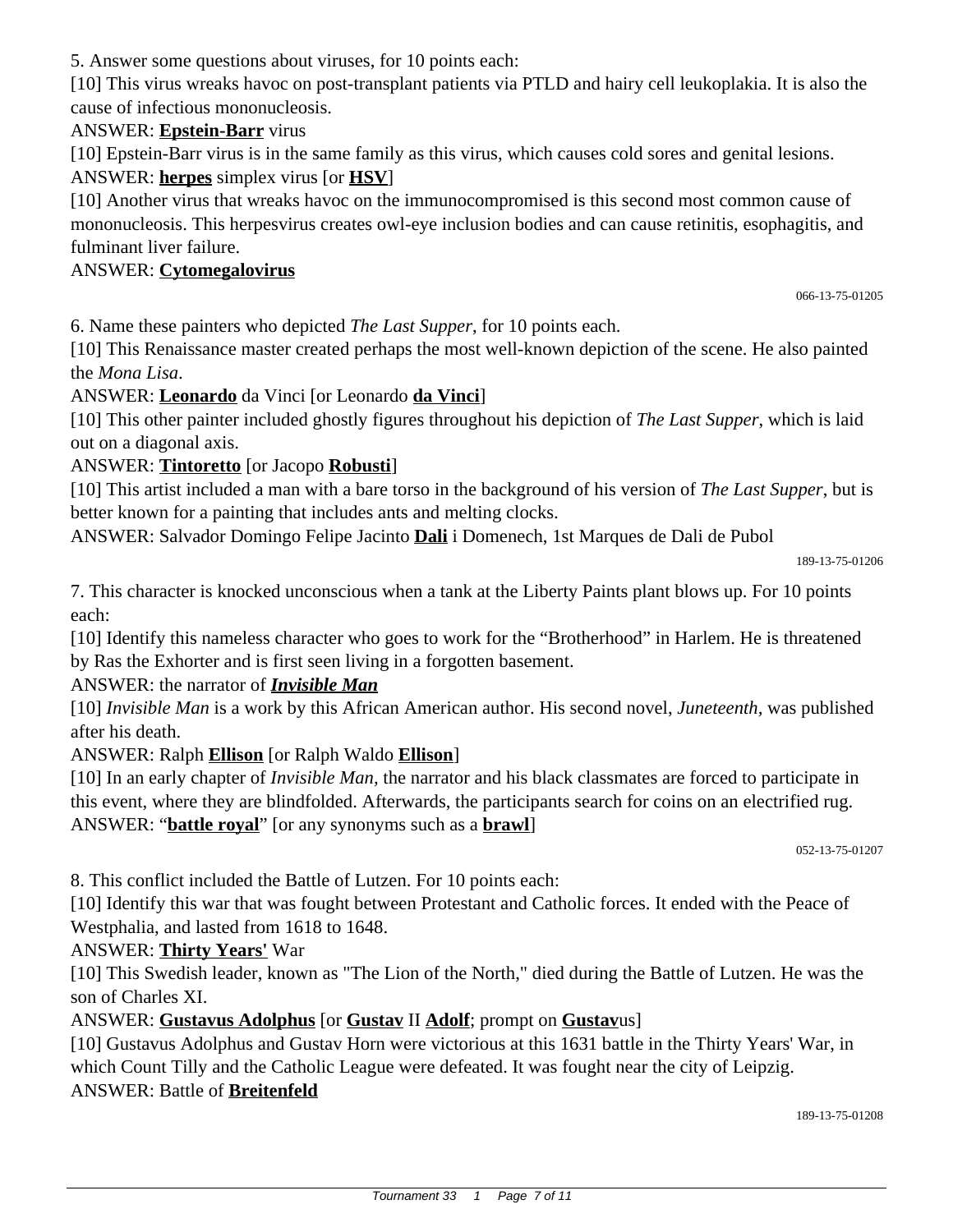5. Answer some questions about viruses, for 10 points each:

[10] This virus wreaks havoc on post-transplant patients via PTLD and hairy cell leukoplakia. It is also the cause of infectious mononucleosis.

ANSWER: **Epstein-Barr** virus

[10] Epstein-Barr virus is in the same family as this virus, which causes cold sores and genital lesions.

ANSWER: **herpes** simplex virus [or **HSV**]

[10] Another virus that wreaks havoc on the immunocompromised is this second most common cause of mononucleosis. This herpesvirus creates owl-eye inclusion bodies and can cause retinitis, esophagitis, and fulminant liver failure.

ANSWER: **Cytomegalovirus**

066-13-75-01205

6. Name these painters who depicted *The Last Supper*, for 10 points each.

[10] This Renaissance master created perhaps the most well-known depiction of the scene. He also painted the *Mona Lisa*.

ANSWER: **Leonardo** da Vinci [or Leonardo **da Vinci**]

[10] This other painter included ghostly figures throughout his depiction of *The Last Supper*, which is laid out on a diagonal axis.

ANSWER: **Tintoretto** [or Jacopo **Robusti**]

[10] This artist included a man with a bare torso in the background of his version of *The Last Supper*, but is better known for a painting that includes ants and melting clocks.

ANSWER: Salvador Domingo Felipe Jacinto **Dali** i Domenech, 1st Marques de Dali de Pubol

189-13-75-01206

7. This character is knocked unconscious when a tank at the Liberty Paints plant blows up. For 10 points each:

[10] Identify this nameless character who goes to work for the "Brotherhood" in Harlem. He is threatened by Ras the Exhorter and is first seen living in a forgotten basement.

ANSWER: the narrator of ***Invisible Man***

[10] *Invisible Man* is a work by this African American author. His second novel, *Juneteenth*, was published after his death.

ANSWER: Ralph **Ellison** [or Ralph Waldo **Ellison**]

[10] In an early chapter of *Invisible Man,* the narrator and his black classmates are forced to participate in this event, where they are blindfolded. Afterwards, the participants search for coins on an electrified rug.

ANSWER: "**battle royal**" [or any synonyms such as a **brawl**]

052-13-75-01207

8. This conflict included the Battle of Lutzen. For 10 points each:

[10] Identify this war that was fought between Protestant and Catholic forces. It ended with the Peace of Westphalia, and lasted from 1618 to 1648.

ANSWER: **Thirty Years'** War

[10] This Swedish leader, known as "The Lion of the North," died during the Battle of Lutzen. He was the son of Charles XI.

ANSWER: **Gustavus Adolphus** [or **Gustav** II **Adolf**; prompt on **Gustav**us]

[10] Gustavus Adolphus and Gustav Horn were victorious at this 1631 battle in the Thirty Years' War, in which Count Tilly and the Catholic League were defeated. It was fought near the city of Leipzig.

ANSWER: Battle of **Breitenfeld**

189-13-75-01208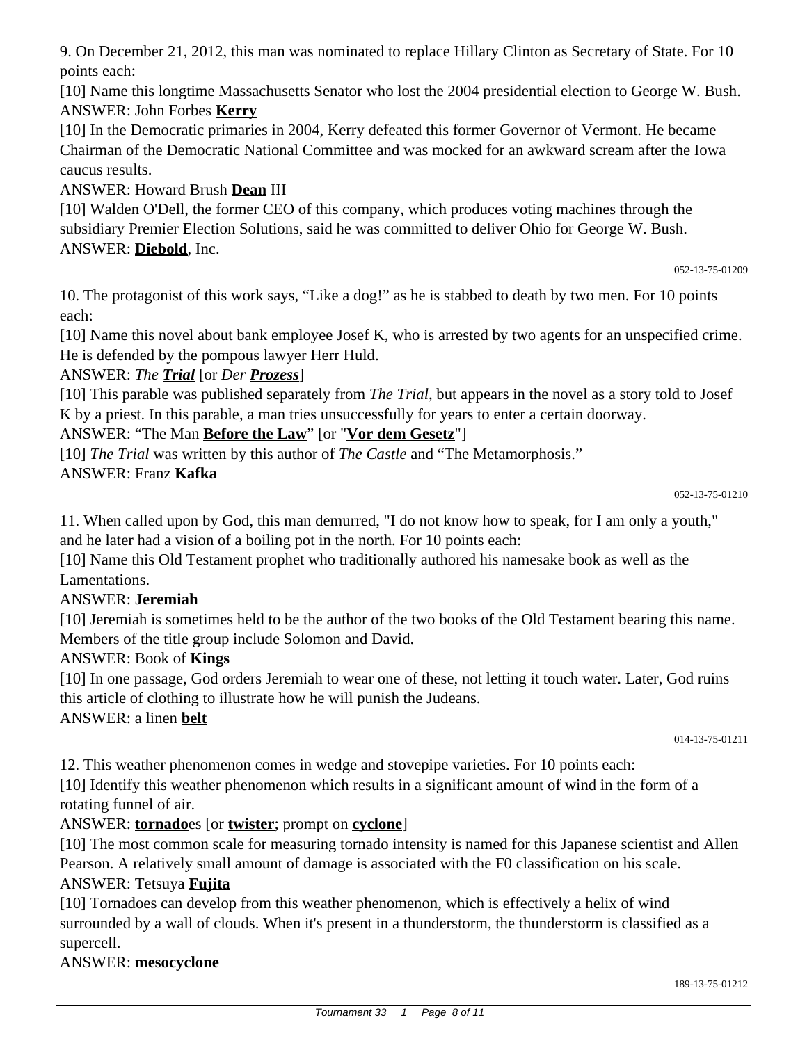9. On December 21, 2012, this man was nominated to replace Hillary Clinton as Secretary of State. For 10 points each:

[10] Name this longtime Massachusetts Senator who lost the 2004 presidential election to George W. Bush.

ANSWER: John Forbes **Kerry**

[10] In the Democratic primaries in 2004, Kerry defeated this former Governor of Vermont. He became Chairman of the Democratic National Committee and was mocked for an awkward scream after the Iowa caucus results.

ANSWER: Howard Brush **Dean** III

[10] Walden O'Dell, the former CEO of this company, which produces voting machines through the subsidiary Premier Election Solutions, said he was committed to deliver Ohio for George W. Bush.

ANSWER: **Diebold**, Inc.

052-13-75-01209

10. The protagonist of this work says, "Like a dog!" as he is stabbed to death by two men. For 10 points each:

[10] Name this novel about bank employee Josef K, who is arrested by two agents for an unspecified crime. He is defended by the pompous lawyer Herr Huld.

ANSWER: *The **Trial*** [or *Der **Prozess***]

[10] This parable was published separately from *The Trial*, but appears in the novel as a story told to Josef K by a priest. In this parable, a man tries unsuccessfully for years to enter a certain doorway.

ANSWER: "The Man **Before the Law**" [or "**Vor dem Gesetz**"]

[10] *The Trial* was written by this author of *The Castle* and "The Metamorphosis."

ANSWER: Franz **Kafka**

052-13-75-01210

11. When called upon by God, this man demurred, "I do not know how to speak, for I am only a youth," and he later had a vision of a boiling pot in the north. For 10 points each:

[10] Name this Old Testament prophet who traditionally authored his namesake book as well as the Lamentations.

ANSWER: **Jeremiah**

[10] Jeremiah is sometimes held to be the author of the two books of the Old Testament bearing this name. Members of the title group include Solomon and David.

ANSWER: Book of **Kings**

[10] In one passage, God orders Jeremiah to wear one of these, not letting it touch water. Later, God ruins this article of clothing to illustrate how he will punish the Judeans.

ANSWER: a linen **belt**

014-13-75-01211

12. This weather phenomenon comes in wedge and stovepipe varieties. For 10 points each:

[10] Identify this weather phenomenon which results in a significant amount of wind in the form of a rotating funnel of air.

ANSWER: **tornado**es [or **twister**; prompt on **cyclone**]

[10] The most common scale for measuring tornado intensity is named for this Japanese scientist and Allen Pearson. A relatively small amount of damage is associated with the F0 classification on his scale.

ANSWER: Tetsuya **Fujita**

[10] Tornadoes can develop from this weather phenomenon, which is effectively a helix of wind surrounded by a wall of clouds. When it's present in a thunderstorm, the thunderstorm is classified as a supercell.

ANSWER: **mesocyclone**

189-13-75-01212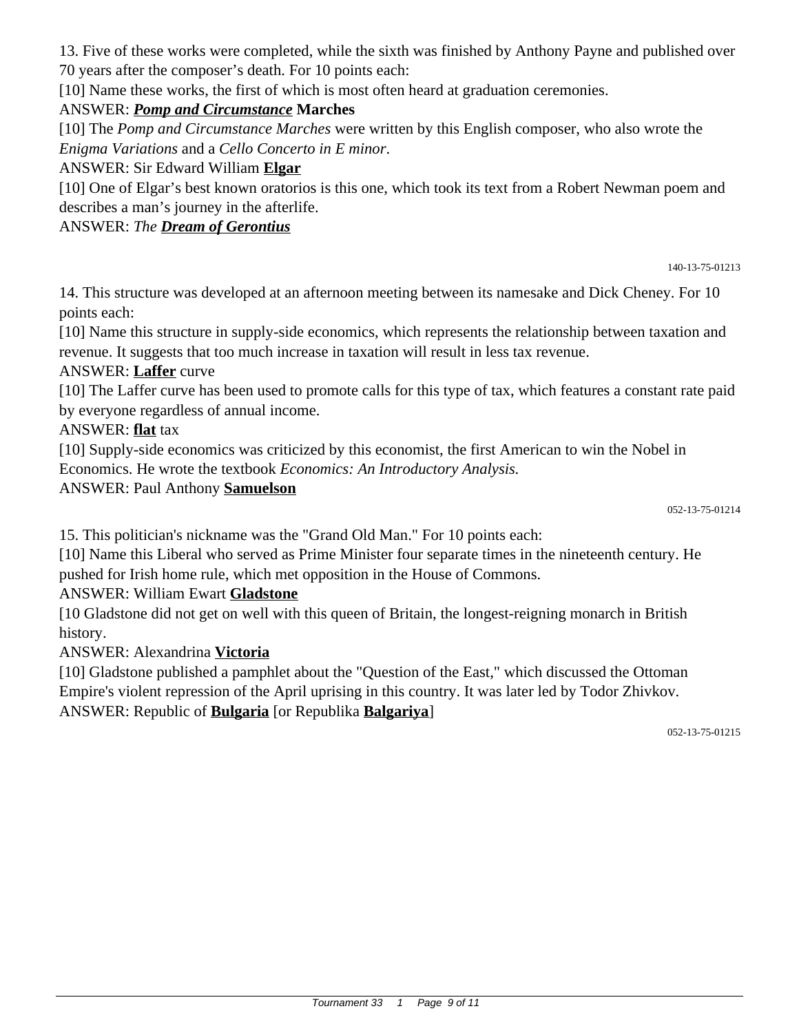13. Five of these works were completed, while the sixth was finished by Anthony Payne and published over 70 years after the composer's death. For 10 points each:

[10] Name these works, the first of which is most often heard at graduation ceremonies.

ANSWER: ***Pomp and Circumstance*** **Marches**

[10] The *Pomp and Circumstance Marches* were written by this English composer, who also wrote the *Enigma Variations* and a *Cello Concerto in E minor*.

ANSWER: Sir Edward William **Elgar**

[10] One of Elgar's best known oratorios is this one, which took its text from a Robert Newman poem and describes a man's journey in the afterlife.

ANSWER: *The* ***Dream of Gerontius***

140-13-75-01213

14. This structure was developed at an afternoon meeting between its namesake and Dick Cheney. For 10 points each:

[10] Name this structure in supply-side economics, which represents the relationship between taxation and revenue. It suggests that too much increase in taxation will result in less tax revenue.

ANSWER: **Laffer** curve

[10] The Laffer curve has been used to promote calls for this type of tax, which features a constant rate paid by everyone regardless of annual income.

ANSWER: **flat** tax

[10] Supply-side economics was criticized by this economist, the first American to win the Nobel in Economics. He wrote the textbook *Economics: An Introductory Analysis.*

ANSWER: Paul Anthony **Samuelson**

052-13-75-01214

15. This politician's nickname was the "Grand Old Man." For 10 points each:

[10] Name this Liberal who served as Prime Minister four separate times in the nineteenth century. He pushed for Irish home rule, which met opposition in the House of Commons.

ANSWER: William Ewart **Gladstone**

[10 Gladstone did not get on well with this queen of Britain, the longest-reigning monarch in British history.

ANSWER: Alexandrina **Victoria**

[10] Gladstone published a pamphlet about the "Question of the East," which discussed the Ottoman Empire's violent repression of the April uprising in this country. It was later led by Todor Zhivkov.

ANSWER: Republic of **Bulgaria** [or Republika **Balgariya**]

052-13-75-01215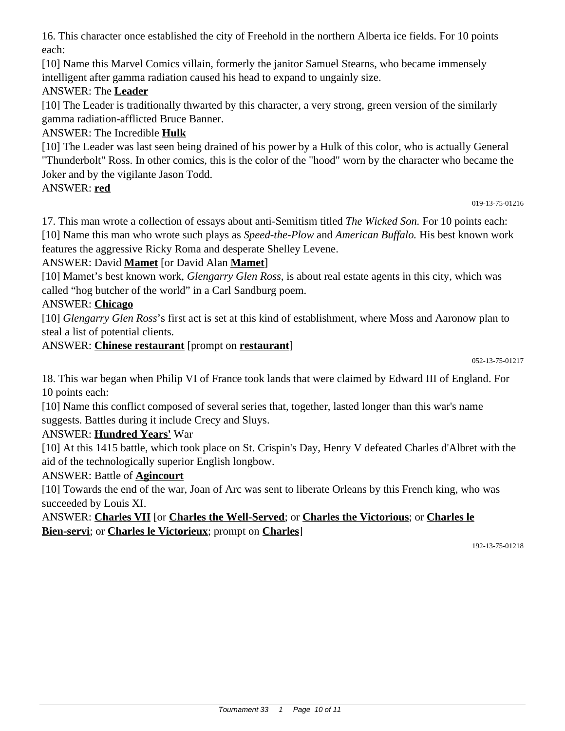16. This character once established the city of Freehold in the northern Alberta ice fields. For 10 points each:

[10] Name this Marvel Comics villain, formerly the janitor Samuel Stearns, who became immensely intelligent after gamma radiation caused his head to expand to ungainly size.

ANSWER: The **Leader**

[10] The Leader is traditionally thwarted by this character, a very strong, green version of the similarly gamma radiation-afflicted Bruce Banner.

ANSWER: The Incredible **Hulk**

[10] The Leader was last seen being drained of his power by a Hulk of this color, who is actually General "Thunderbolt" Ross. In other comics, this is the color of the "hood" worn by the character who became the Joker and by the vigilante Jason Todd.

ANSWER: **red**

019-13-75-01216

17. This man wrote a collection of essays about anti-Semitism titled *The Wicked Son.* For 10 points each:

[10] Name this man who wrote such plays as *Speed-the-Plow* and *American Buffalo.* His best known work features the aggressive Ricky Roma and desperate Shelley Levene.

ANSWER: David **Mamet** [or David Alan **Mamet**]

[10] Mamet's best known work, *Glengarry Glen Ross,* is about real estate agents in this city, which was called "hog butcher of the world" in a Carl Sandburg poem.

ANSWER: **Chicago**

[10] *Glengarry Glen Ross*'s first act is set at this kind of establishment, where Moss and Aaronow plan to steal a list of potential clients.

ANSWER: **Chinese restaurant** [prompt on **restaurant**]

052-13-75-01217

18. This war began when Philip VI of France took lands that were claimed by Edward III of England. For 10 points each:

[10] Name this conflict composed of several series that, together, lasted longer than this war's name suggests. Battles during it include Crecy and Sluys.

ANSWER: **Hundred Years'** War

[10] At this 1415 battle, which took place on St. Crispin's Day, Henry V defeated Charles d'Albret with the aid of the technologically superior English longbow.

ANSWER: Battle of **Agincourt**

[10] Towards the end of the war, Joan of Arc was sent to liberate Orleans by this French king, who was succeeded by Louis XI.

ANSWER: **Charles VII** [or **Charles the Well-Served**; or **Charles the Victorious**; or **Charles le Bien-servi**; or **Charles le Victorieux**; prompt on **Charles**]

192-13-75-01218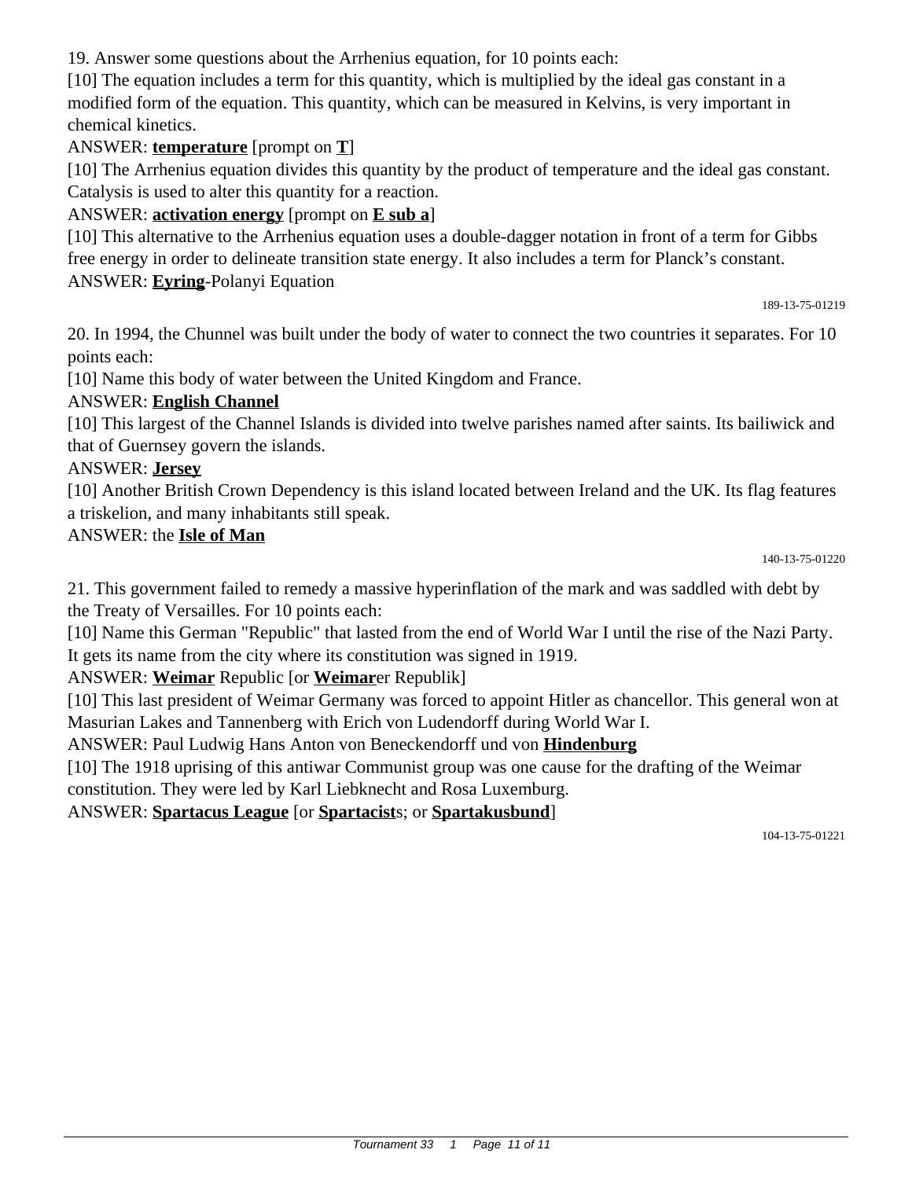19. Answer some questions about the Arrhenius equation, for 10 points each:

[10] The equation includes a term for this quantity, which is multiplied by the ideal gas constant in a modified form of the equation. This quantity, which can be measured in Kelvins, is very important in chemical kinetics.

ANSWER: **temperature** [prompt on **T**]

[10] The Arrhenius equation divides this quantity by the product of temperature and the ideal gas constant. Catalysis is used to alter this quantity for a reaction.

ANSWER: **activation energy** [prompt on **E sub a**]

[10] This alternative to the Arrhenius equation uses a double-dagger notation in front of a term for Gibbs free energy in order to delineate transition state energy. It also includes a term for Planck's constant.

ANSWER: **Eyring**-Polanyi Equation

189-13-75-01219

20. In 1994, the Chunnel was built under the body of water to connect the two countries it separates. For 10 points each:

[10] Name this body of water between the United Kingdom and France.

ANSWER: **English Channel**

[10] This largest of the Channel Islands is divided into twelve parishes named after saints. Its bailiwick and that of Guernsey govern the islands.

ANSWER: **Jersey**

[10] Another British Crown Dependency is this island located between Ireland and the UK. Its flag features a triskelion, and many inhabitants still speak.

ANSWER: the **Isle of Man**

140-13-75-01220

21. This government failed to remedy a massive hyperinflation of the mark and was saddled with debt by the Treaty of Versailles. For 10 points each:

[10] Name this German "Republic" that lasted from the end of World War I until the rise of the Nazi Party. It gets its name from the city where its constitution was signed in 1919.

ANSWER: **Weimar** Republic [or **Weimar**er Republik]

[10] This last president of Weimar Germany was forced to appoint Hitler as chancellor. This general won at Masurian Lakes and Tannenberg with Erich von Ludendorff during World War I.

ANSWER: Paul Ludwig Hans Anton von Beneckendorff und von **Hindenburg**

[10] The 1918 uprising of this antiwar Communist group was one cause for the drafting of the Weimar constitution. They were led by Karl Liebknecht and Rosa Luxemburg.

ANSWER: **Spartacus League** [or **Spartacist**s; or **Spartakusbund**]

104-13-75-01221